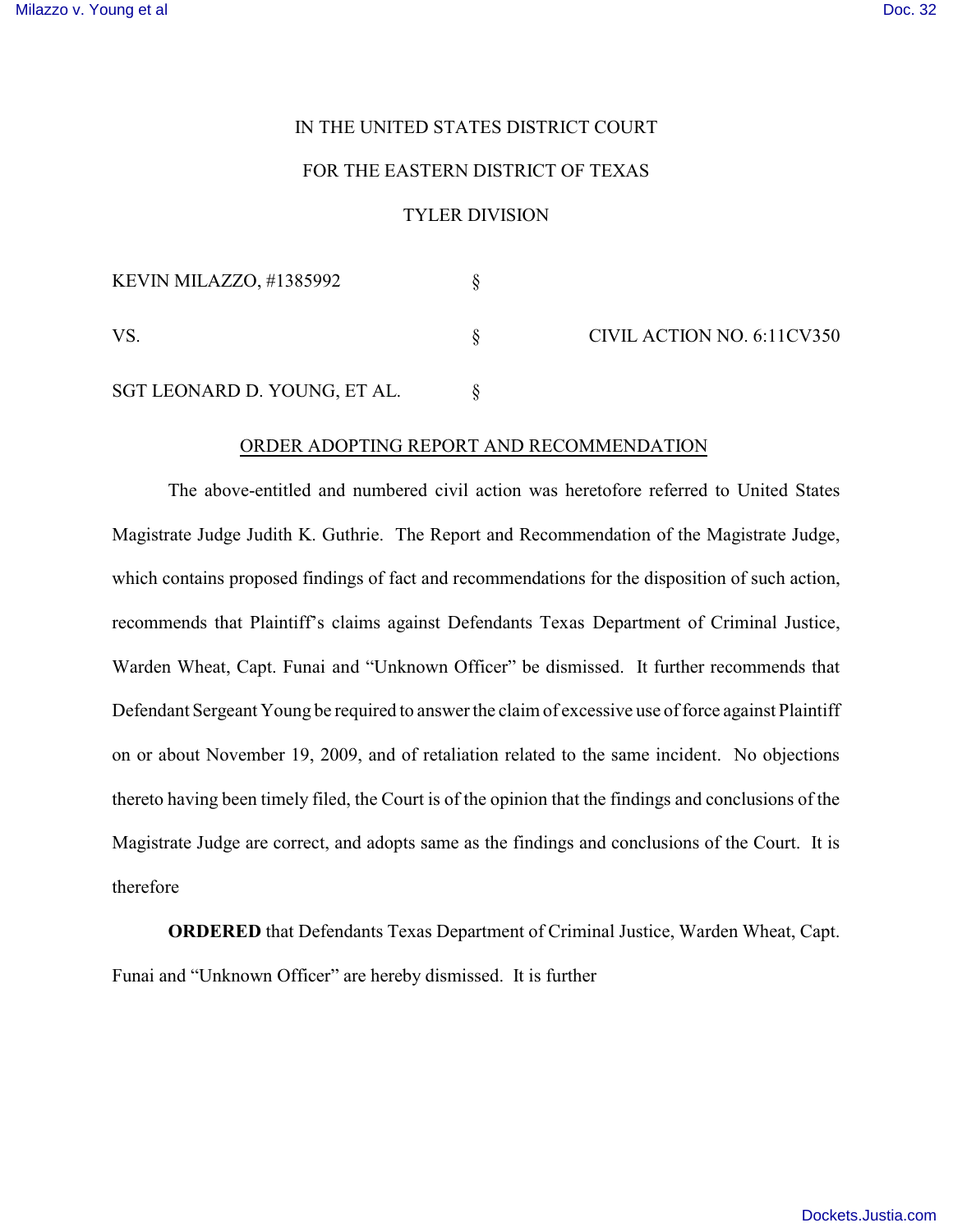IN THE UNITED STATES DISTRICT COURT

FOR THE EASTERN DISTRICT OF TEXAS

TYLER DIVISION

| | | |
|---|---|---|
| KEVIN MILAZZO, #1385992 | § | |
| VS. | § | CIVIL ACTION NO. 6:11CV350 |
| SGT LEONARD D. YOUNG, ET AL. | § | |

ORDER ADOPTING REPORT AND RECOMMENDATION

The above-entitled and numbered civil action was heretofore referred to United States Magistrate Judge Judith K. Guthrie. The Report and Recommendation of the Magistrate Judge, which contains proposed findings of fact and recommendations for the disposition of such action, recommends that Plaintiff's claims against Defendants Texas Department of Criminal Justice, Warden Wheat, Capt. Funai and "Unknown Officer" be dismissed. It further recommends that Defendant Sergeant Young be required to answer the claim of excessive use of force against Plaintiff on or about November 19, 2009, and of retaliation related to the same incident. No objections thereto having been timely filed, the Court is of the opinion that the findings and conclusions of the Magistrate Judge are correct, and adopts same as the findings and conclusions of the Court. It is therefore

**ORDERED** that Defendants Texas Department of Criminal Justice, Warden Wheat, Capt. Funai and "Unknown Officer" are hereby dismissed. It is further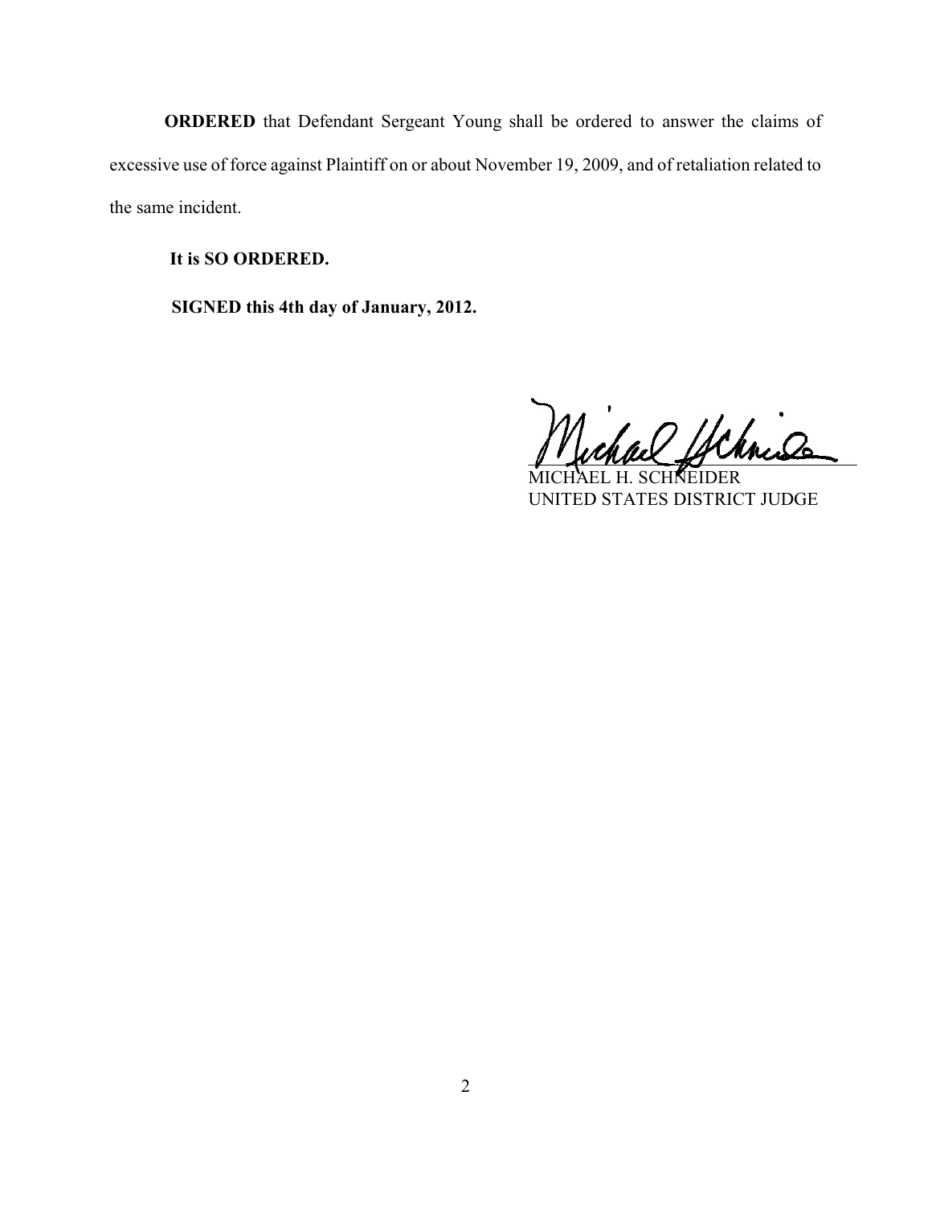**ORDERED** that Defendant Sergeant Young shall be ordered to answer the claims of excessive use of force against Plaintiff on or about November 19, 2009, and of retaliation related to the same incident.

**It is SO ORDERED.**

**SIGNED this 4th day of January, 2012.**

MICHAEL H. SCHNEIDER
UNITED STATES DISTRICT JUDGE